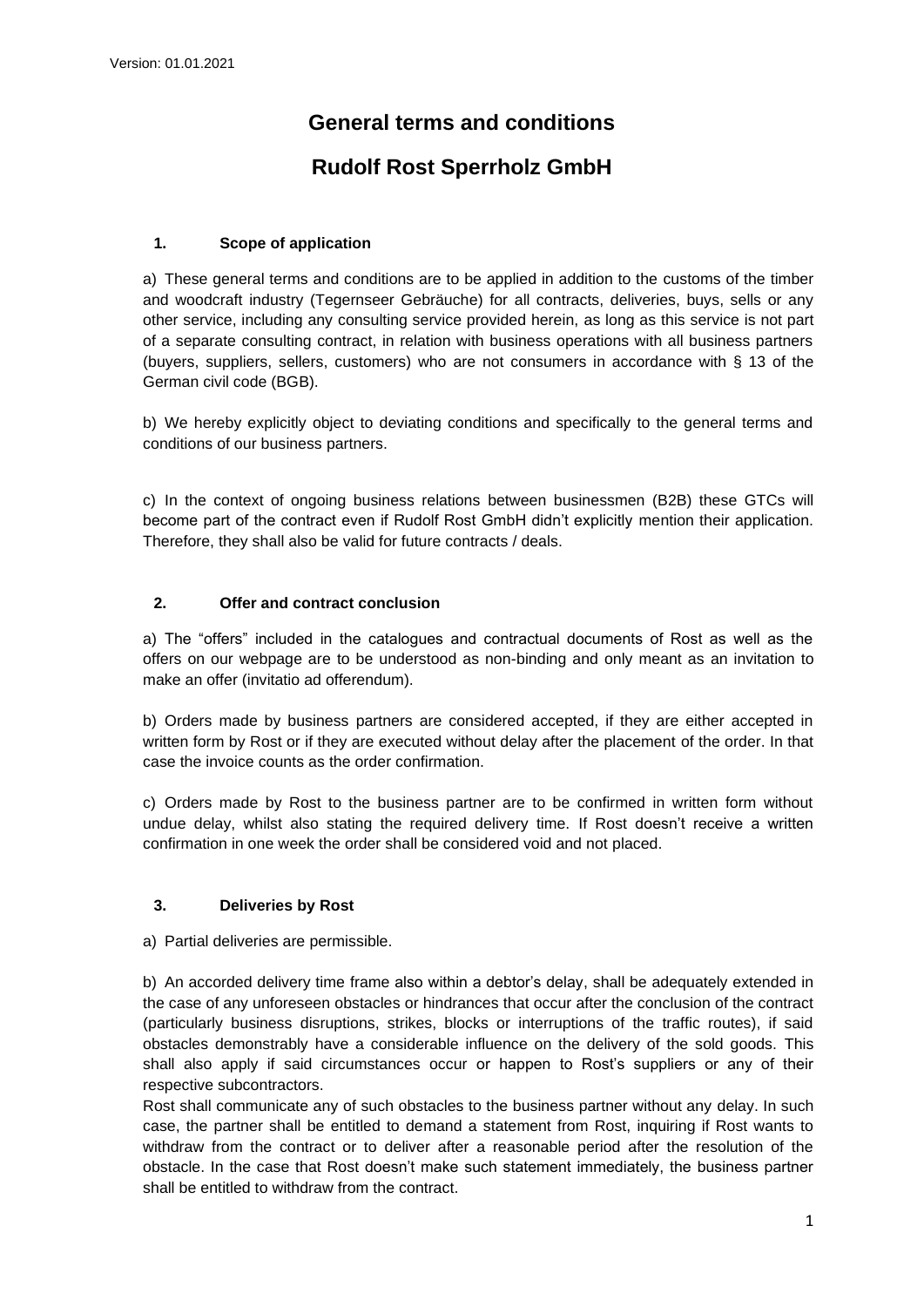Version: 01.01.2021

# General terms and conditions

# Rudolf Rost Sperrholz GmbH

## 1. Scope of application

a) These general terms and conditions are to be applied in addition to the customs of the timber and woodcraft industry (Tegernseer Gebräuche) for all contracts, deliveries, buys, sells or any other service, including any consulting service provided herein, as long as this service is not part of a separate consulting contract, in relation with business operations with all business partners (buyers, suppliers, sellers, customers) who are not consumers in accordance with § 13 of the German civil code (BGB).

b) We hereby explicitly object to deviating conditions and specifically to the general terms and conditions of our business partners.

c) In the context of ongoing business relations between businessmen (B2B) these GTCs will become part of the contract even if Rudolf Rost GmbH didn't explicitly mention their application. Therefore, they shall also be valid for future contracts / deals.

## 2. Offer and contract conclusion

a) The "offers" included in the catalogues and contractual documents of Rost as well as the offers on our webpage are to be understood as non-binding and only meant as an invitation to make an offer (invitatio ad offerendum).

b) Orders made by business partners are considered accepted, if they are either accepted in written form by Rost or if they are executed without delay after the placement of the order. In that case the invoice counts as the order confirmation.

c) Orders made by Rost to the business partner are to be confirmed in written form without undue delay, whilst also stating the required delivery time. If Rost doesn't receive a written confirmation in one week the order shall be considered void and not placed.

## 3. Deliveries by Rost

a) Partial deliveries are permissible.

b) An accorded delivery time frame also within a debtor's delay, shall be adequately extended in the case of any unforeseen obstacles or hindrances that occur after the conclusion of the contract (particularly business disruptions, strikes, blocks or interruptions of the traffic routes), if said obstacles demonstrably have a considerable influence on the delivery of the sold goods. This shall also apply if said circumstances occur or happen to Rost's suppliers or any of their respective subcontractors.
Rost shall communicate any of such obstacles to the business partner without any delay. In such case, the partner shall be entitled to demand a statement from Rost, inquiring if Rost wants to withdraw from the contract or to deliver after a reasonable period after the resolution of the obstacle. In the case that Rost doesn't make such statement immediately, the business partner shall be entitled to withdraw from the contract.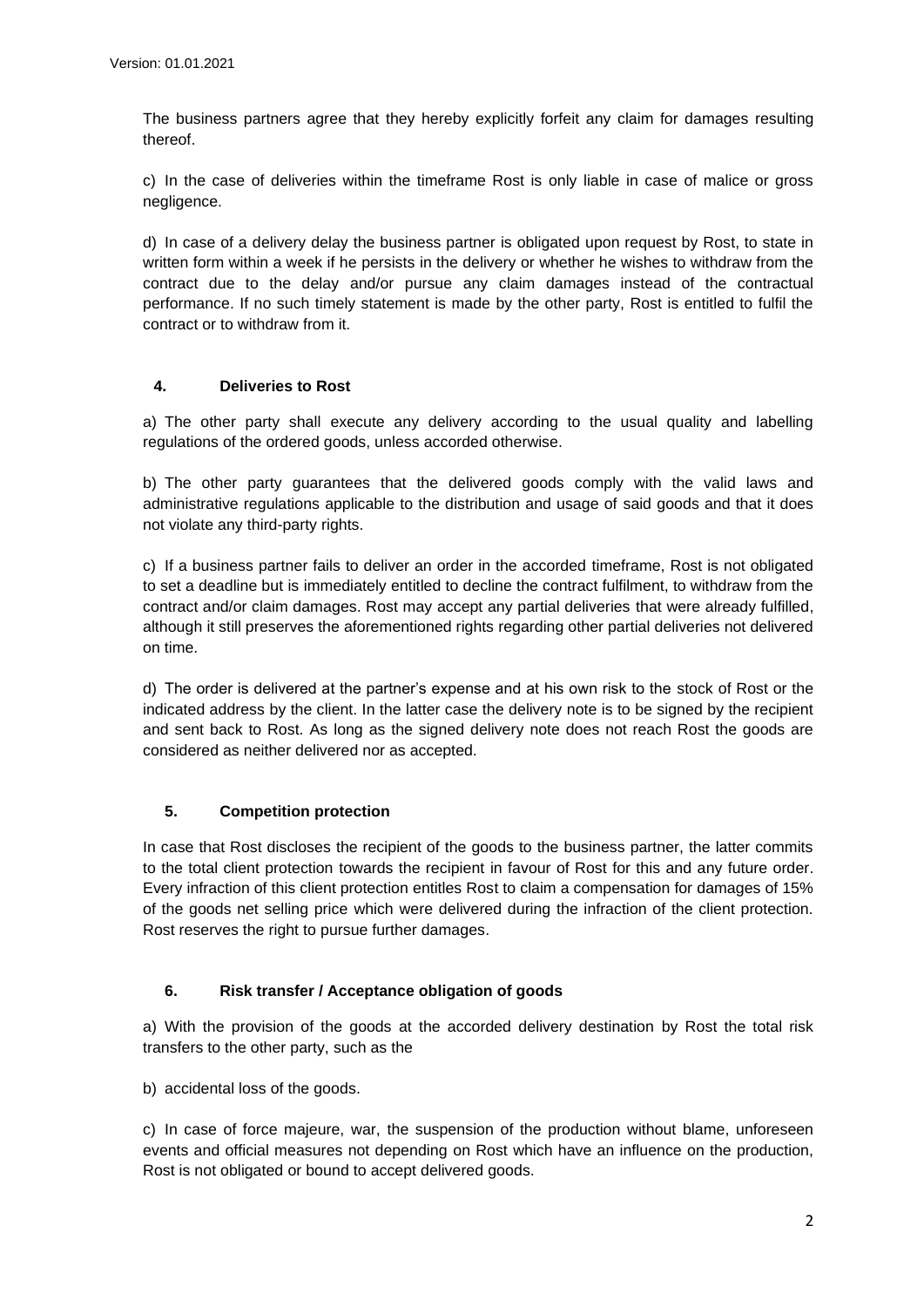The business partners agree that they hereby explicitly forfeit any claim for damages resulting thereof.

c) In the case of deliveries within the timeframe Rost is only liable in case of malice or gross negligence.

d) In case of a delivery delay the business partner is obligated upon request by Rost, to state in written form within a week if he persists in the delivery or whether he wishes to withdraw from the contract due to the delay and/or pursue any claim damages instead of the contractual performance. If no such timely statement is made by the other party, Rost is entitled to fulfil the contract or to withdraw from it.

## 4. Deliveries to Rost

a) The other party shall execute any delivery according to the usual quality and labelling regulations of the ordered goods, unless accorded otherwise.

b) The other party guarantees that the delivered goods comply with the valid laws and administrative regulations applicable to the distribution and usage of said goods and that it does not violate any third-party rights.

c) If a business partner fails to deliver an order in the accorded timeframe, Rost is not obligated to set a deadline but is immediately entitled to decline the contract fulfilment, to withdraw from the contract and/or claim damages. Rost may accept any partial deliveries that were already fulfilled, although it still preserves the aforementioned rights regarding other partial deliveries not delivered on time.

d) The order is delivered at the partner's expense and at his own risk to the stock of Rost or the indicated address by the client. In the latter case the delivery note is to be signed by the recipient and sent back to Rost. As long as the signed delivery note does not reach Rost the goods are considered as neither delivered nor as accepted.

## 5. Competition protection

In case that Rost discloses the recipient of the goods to the business partner, the latter commits to the total client protection towards the recipient in favour of Rost for this and any future order. Every infraction of this client protection entitles Rost to claim a compensation for damages of 15% of the goods net selling price which were delivered during the infraction of the client protection. Rost reserves the right to pursue further damages.

## 6. Risk transfer / Acceptance obligation of goods

a) With the provision of the goods at the accorded delivery destination by Rost the total risk transfers to the other party, such as the

b) accidental loss of the goods.

c) In case of force majeure, war, the suspension of the production without blame, unforeseen events and official measures not depending on Rost which have an influence on the production, Rost is not obligated or bound to accept delivered goods.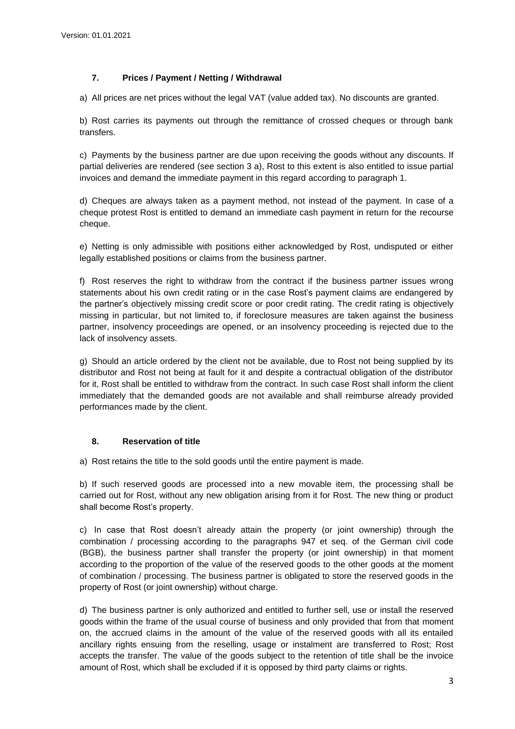## 7. Prices / Payment / Netting / Withdrawal

a) All prices are net prices without the legal VAT (value added tax). No discounts are granted.

b) Rost carries its payments out through the remittance of crossed cheques or through bank transfers.

c) Payments by the business partner are due upon receiving the goods without any discounts. If partial deliveries are rendered (see section 3 a), Rost to this extent is also entitled to issue partial invoices and demand the immediate payment in this regard according to paragraph 1.

d) Cheques are always taken as a payment method, not instead of the payment. In case of a cheque protest Rost is entitled to demand an immediate cash payment in return for the recourse cheque.

e) Netting is only admissible with positions either acknowledged by Rost, undisputed or either legally established positions or claims from the business partner.

f) Rost reserves the right to withdraw from the contract if the business partner issues wrong statements about his own credit rating or in the case Rost's payment claims are endangered by the partner's objectively missing credit score or poor credit rating. The credit rating is objectively missing in particular, but not limited to, if foreclosure measures are taken against the business partner, insolvency proceedings are opened, or an insolvency proceeding is rejected due to the lack of insolvency assets.

g) Should an article ordered by the client not be available, due to Rost not being supplied by its distributor and Rost not being at fault for it and despite a contractual obligation of the distributor for it, Rost shall be entitled to withdraw from the contract. In such case Rost shall inform the client immediately that the demanded goods are not available and shall reimburse already provided performances made by the client.

## 8. Reservation of title

a) Rost retains the title to the sold goods until the entire payment is made.

b) If such reserved goods are processed into a new movable item, the processing shall be carried out for Rost, without any new obligation arising from it for Rost. The new thing or product shall become Rost's property.

c) In case that Rost doesn't already attain the property (or joint ownership) through the combination / processing according to the paragraphs 947 et seq. of the German civil code (BGB), the business partner shall transfer the property (or joint ownership) in that moment according to the proportion of the value of the reserved goods to the other goods at the moment of combination / processing. The business partner is obligated to store the reserved goods in the property of Rost (or joint ownership) without charge.

d) The business partner is only authorized and entitled to further sell, use or install the reserved goods within the frame of the usual course of business and only provided that from that moment on, the accrued claims in the amount of the value of the reserved goods with all its entailed ancillary rights ensuing from the reselling, usage or instalment are transferred to Rost; Rost accepts the transfer. The value of the goods subject to the retention of title shall be the invoice amount of Rost, which shall be excluded if it is opposed by third party claims or rights.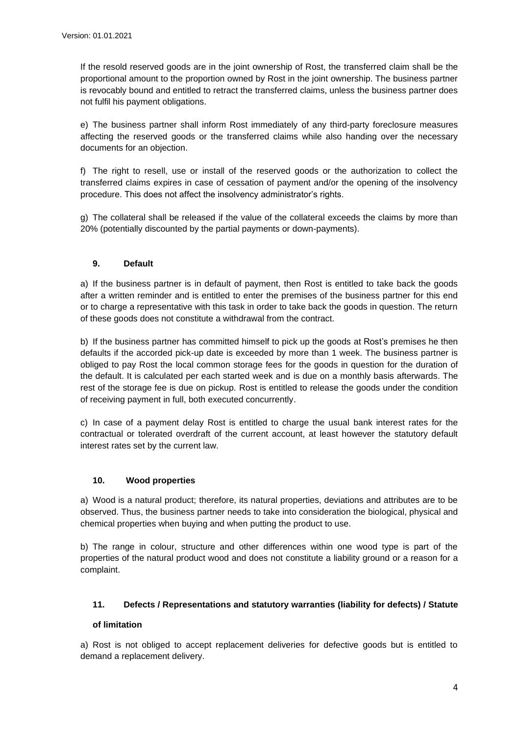If the resold reserved goods are in the joint ownership of Rost, the transferred claim shall be the proportional amount to the proportion owned by Rost in the joint ownership. The business partner is revocably bound and entitled to retract the transferred claims, unless the business partner does not fulfil his payment obligations.

e) The business partner shall inform Rost immediately of any third-party foreclosure measures affecting the reserved goods or the transferred claims while also handing over the necessary documents for an objection.

f) The right to resell, use or install of the reserved goods or the authorization to collect the transferred claims expires in case of cessation of payment and/or the opening of the insolvency procedure. This does not affect the insolvency administrator's rights.

g) The collateral shall be released if the value of the collateral exceeds the claims by more than 20% (potentially discounted by the partial payments or down-payments).

## 9. Default

a) If the business partner is in default of payment, then Rost is entitled to take back the goods after a written reminder and is entitled to enter the premises of the business partner for this end or to charge a representative with this task in order to take back the goods in question. The return of these goods does not constitute a withdrawal from the contract.

b) If the business partner has committed himself to pick up the goods at Rost's premises he then defaults if the accorded pick-up date is exceeded by more than 1 week. The business partner is obliged to pay Rost the local common storage fees for the goods in question for the duration of the default. It is calculated per each started week and is due on a monthly basis afterwards. The rest of the storage fee is due on pickup. Rost is entitled to release the goods under the condition of receiving payment in full, both executed concurrently.

c) In case of a payment delay Rost is entitled to charge the usual bank interest rates for the contractual or tolerated overdraft of the current account, at least however the statutory default interest rates set by the current law.

## 10. Wood properties

a) Wood is a natural product; therefore, its natural properties, deviations and attributes are to be observed. Thus, the business partner needs to take into consideration the biological, physical and chemical properties when buying and when putting the product to use.

b) The range in colour, structure and other differences within one wood type is part of the properties of the natural product wood and does not constitute a liability ground or a reason for a complaint.

## 11. Defects / Representations and statutory warranties (liability for defects) / Statute of limitation

a) Rost is not obliged to accept replacement deliveries for defective goods but is entitled to demand a replacement delivery.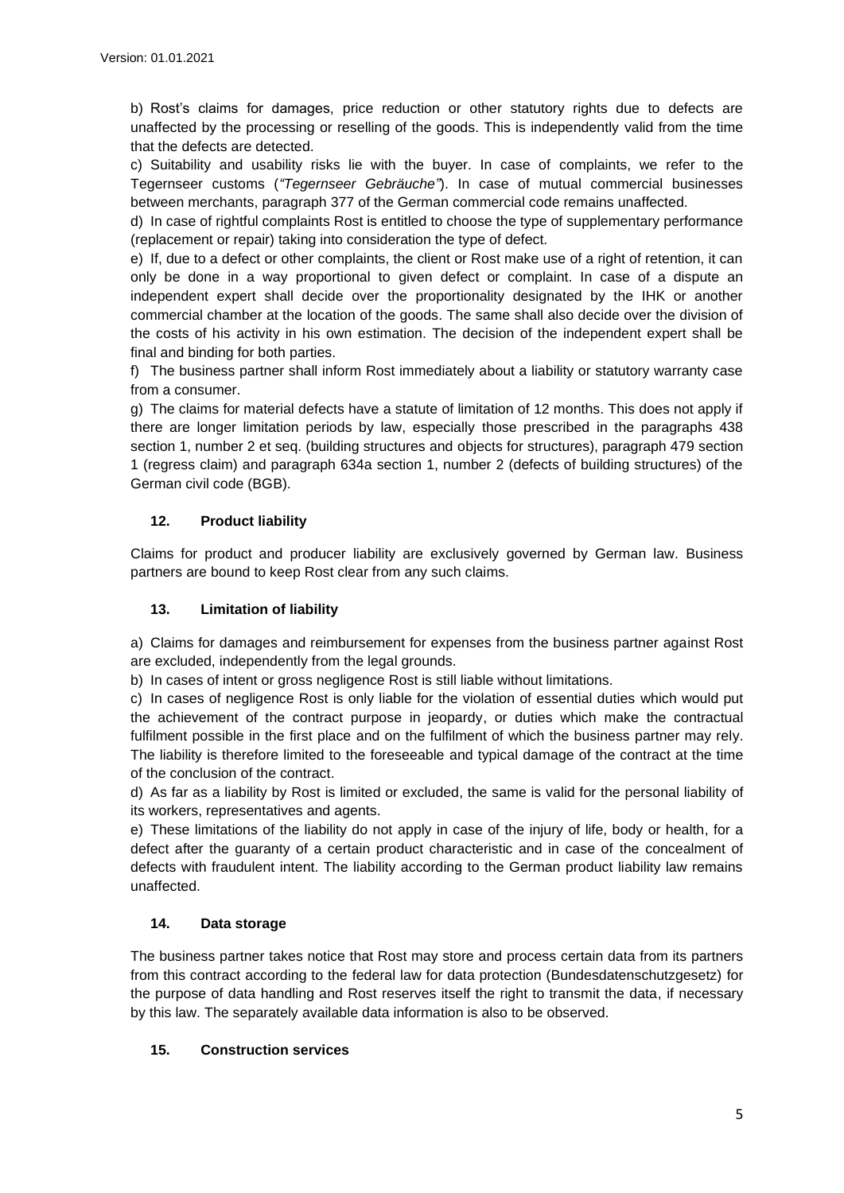b) Rost's claims for damages, price reduction or other statutory rights due to defects are unaffected by the processing or reselling of the goods. This is independently valid from the time that the defects are detected.

c) Suitability and usability risks lie with the buyer. In case of complaints, we refer to the Tegernseer customs (*"Tegernseer Gebräuche"*). In case of mutual commercial businesses between merchants, paragraph 377 of the German commercial code remains unaffected.

d) In case of rightful complaints Rost is entitled to choose the type of supplementary performance (replacement or repair) taking into consideration the type of defect.

e) If, due to a defect or other complaints, the client or Rost make use of a right of retention, it can only be done in a way proportional to given defect or complaint. In case of a dispute an independent expert shall decide over the proportionality designated by the IHK or another commercial chamber at the location of the goods. The same shall also decide over the division of the costs of his activity in his own estimation. The decision of the independent expert shall be final and binding for both parties.

f) The business partner shall inform Rost immediately about a liability or statutory warranty case from a consumer.

g) The claims for material defects have a statute of limitation of 12 months. This does not apply if there are longer limitation periods by law, especially those prescribed in the paragraphs 438 section 1, number 2 et seq. (building structures and objects for structures), paragraph 479 section 1 (regress claim) and paragraph 634a section 1, number 2 (defects of building structures) of the German civil code (BGB).

## 12. Product liability

Claims for product and producer liability are exclusively governed by German law. Business partners are bound to keep Rost clear from any such claims.

## 13. Limitation of liability

a) Claims for damages and reimbursement for expenses from the business partner against Rost are excluded, independently from the legal grounds.

b) In cases of intent or gross negligence Rost is still liable without limitations.

c) In cases of negligence Rost is only liable for the violation of essential duties which would put the achievement of the contract purpose in jeopardy, or duties which make the contractual fulfilment possible in the first place and on the fulfilment of which the business partner may rely. The liability is therefore limited to the foreseeable and typical damage of the contract at the time of the conclusion of the contract.

d) As far as a liability by Rost is limited or excluded, the same is valid for the personal liability of its workers, representatives and agents.

e) These limitations of the liability do not apply in case of the injury of life, body or health, for a defect after the guaranty of a certain product characteristic and in case of the concealment of defects with fraudulent intent. The liability according to the German product liability law remains unaffected.

## 14. Data storage

The business partner takes notice that Rost may store and process certain data from its partners from this contract according to the federal law for data protection (Bundesdatenschutzgesetz) for the purpose of data handling and Rost reserves itself the right to transmit the data, if necessary by this law. The separately available data information is also to be observed.

## 15. Construction services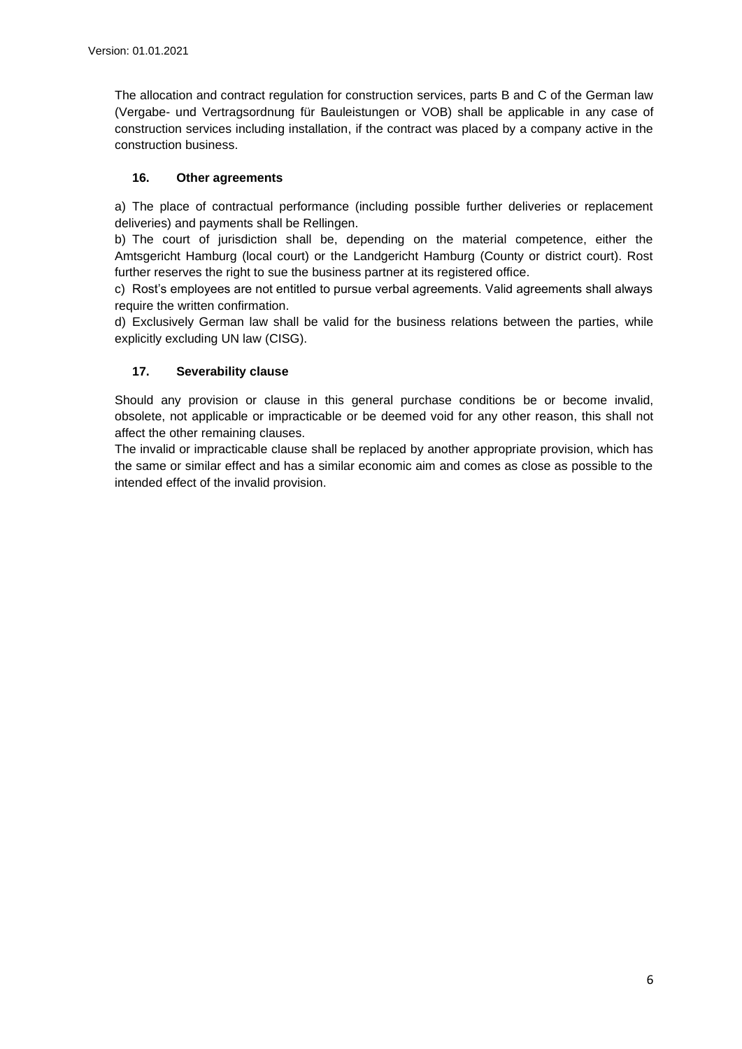The allocation and contract regulation for construction services, parts B and C of the German law (Vergabe- und Vertragsordnung für Bauleistungen or VOB) shall be applicable in any case of construction services including installation, if the contract was placed by a company active in the construction business.

## 16. Other agreements

a) The place of contractual performance (including possible further deliveries or replacement deliveries) and payments shall be Rellingen.

b) The court of jurisdiction shall be, depending on the material competence, either the Amtsgericht Hamburg (local court) or the Landgericht Hamburg (County or district court). Rost further reserves the right to sue the business partner at its registered office.

c) Rost's employees are not entitled to pursue verbal agreements. Valid agreements shall always require the written confirmation.

d) Exclusively German law shall be valid for the business relations between the parties, while explicitly excluding UN law (CISG).

## 17. Severability clause

Should any provision or clause in this general purchase conditions be or become invalid, obsolete, not applicable or impracticable or be deemed void for any other reason, this shall not affect the other remaining clauses.

The invalid or impracticable clause shall be replaced by another appropriate provision, which has the same or similar effect and has a similar economic aim and comes as close as possible to the intended effect of the invalid provision.